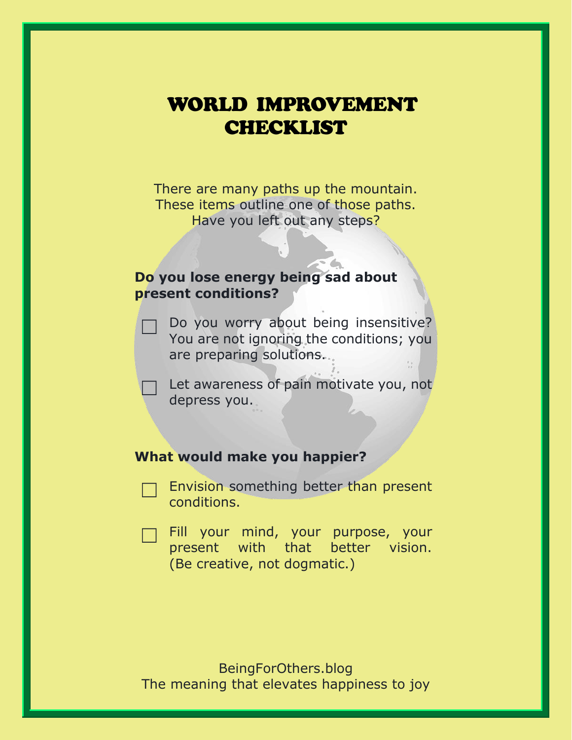# WORLD IMPROVEMENT CHECKLIST

There are many paths up the mountain.
These items outline one of those paths.
Have you left out any steps?

**Do you lose energy being sad about present conditions?**

- [ ] Do you worry about being insensitive? You are not ignoring the conditions; you are preparing solutions.
- [ ] Let awareness of pain motivate you, not depress you.

**What would make you happier?**

- [ ] Envision something better than present conditions.
- [ ] Fill your mind, your purpose, your present with that better vision. (Be creative, not dogmatic.)

BeingForOthers.blog
The meaning that elevates happiness to joy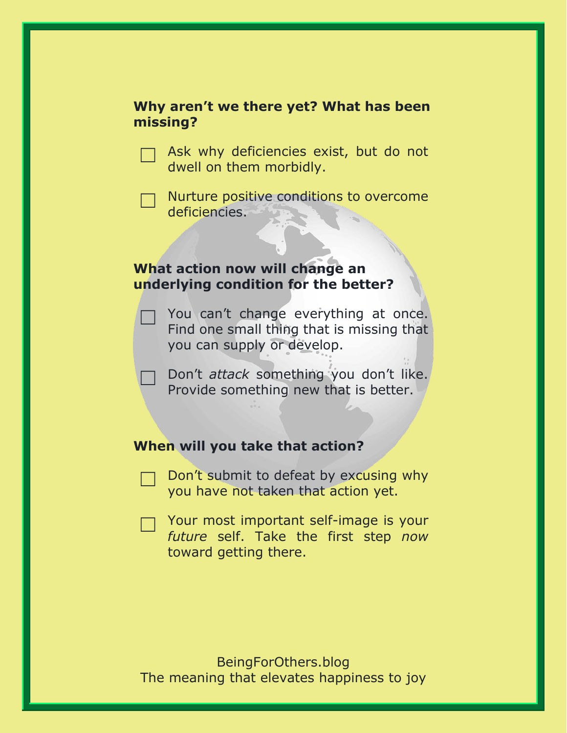**Why aren't we there yet? What has been missing?**

- [ ] Ask why deficiencies exist, but do not dwell on them morbidly.
- [ ] Nurture positive conditions to overcome deficiencies.

**What action now will change an underlying condition for the better?**

- [ ] You can't change everything at once. Find one small thing that is missing that you can supply or develop.
- [ ] Don't *attack* something you don't like. Provide something new that is better.

**When will you take that action?**

- [ ] Don't submit to defeat by excusing why you have not taken that action yet.
- [ ] Your most important self-image is your *future* self. Take the first step *now* toward getting there.

BeingForOthers.blog
The meaning that elevates happiness to joy